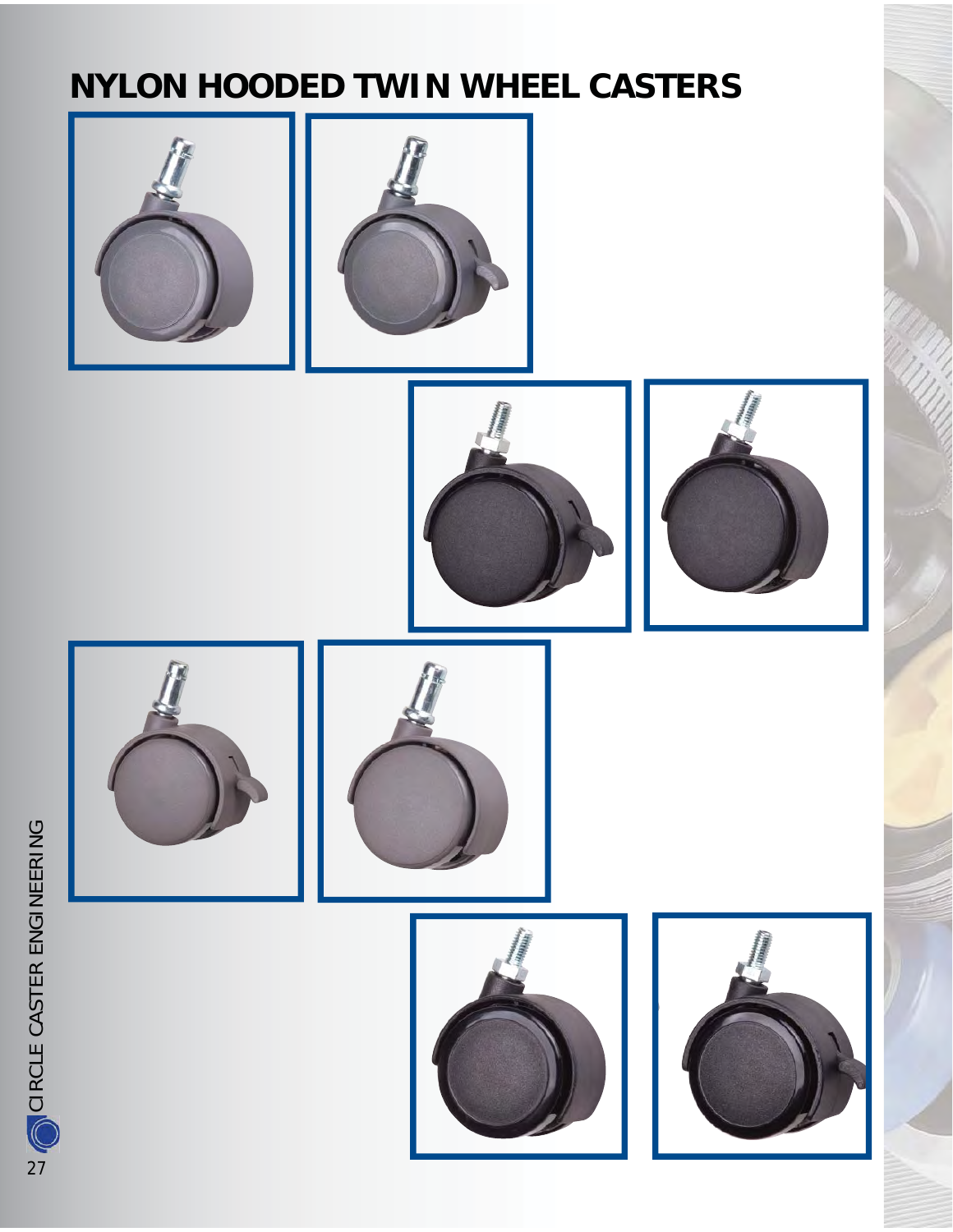# NYLON HOODED TWIN WHEEL CASTERS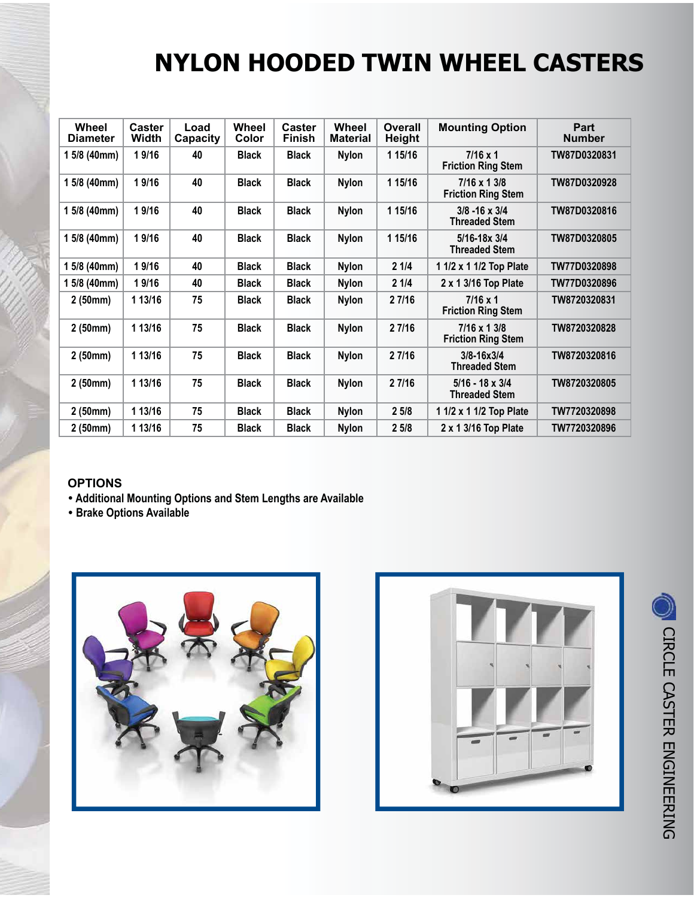# NYLON HOODED TWIN WHEEL CASTERS

| Wheel Diameter | Caster Width | Load Capacity | Wheel Color | Caster Finish | Wheel Material | Overall Height | Mounting Option | Part Number |
|---|---|---|---|---|---|---|---|---|
| 1 5/8 (40mm) | 1 9/16 | 40 | Black | Black | Nylon | 1 15/16 | 7/16 x 1 Friction Ring Stem | TW87D0320831 |
| 1 5/8 (40mm) | 1 9/16 | 40 | Black | Black | Nylon | 1 15/16 | 7/16 x 1 3/8 Friction Ring Stem | TW87D0320928 |
| 1 5/8 (40mm) | 1 9/16 | 40 | Black | Black | Nylon | 1 15/16 | 3/8 -16 x 3/4 Threaded Stem | TW87D0320816 |
| 1 5/8 (40mm) | 1 9/16 | 40 | Black | Black | Nylon | 1 15/16 | 5/16-18x 3/4 Threaded Stem | TW87D0320805 |
| 1 5/8 (40mm) | 1 9/16 | 40 | Black | Black | Nylon | 2 1/4 | 1 1/2 x 1 1/2 Top Plate | TW77D0320898 |
| 1 5/8 (40mm) | 1 9/16 | 40 | Black | Black | Nylon | 2 1/4 | 2 x 1 3/16 Top Plate | TW77D0320896 |
| 2 (50mm) | 1 13/16 | 75 | Black | Black | Nylon | 2 7/16 | 7/16 x 1 Friction Ring Stem | TW8720320831 |
| 2 (50mm) | 1 13/16 | 75 | Black | Black | Nylon | 2 7/16 | 7/16 x 1 3/8 Friction Ring Stem | TW8720320828 |
| 2 (50mm) | 1 13/16 | 75 | Black | Black | Nylon | 2 7/16 | 3/8-16x3/4 Threaded Stem | TW8720320816 |
| 2 (50mm) | 1 13/16 | 75 | Black | Black | Nylon | 2 7/16 | 5/16 - 18 x 3/4 Threaded Stem | TW8720320805 |
| 2 (50mm) | 1 13/16 | 75 | Black | Black | Nylon | 2 5/8 | 1 1/2 x 1 1/2 Top Plate | TW7720320898 |
| 2 (50mm) | 1 13/16 | 75 | Black | Black | Nylon | 2 5/8 | 2 x 1 3/16 Top Plate | TW7720320896 |

**OPTIONS**

- **Additional Mounting Options and Stem Lengths are Available**
- **Brake Options Available**

CIRCLE CASTER ENGINEERING